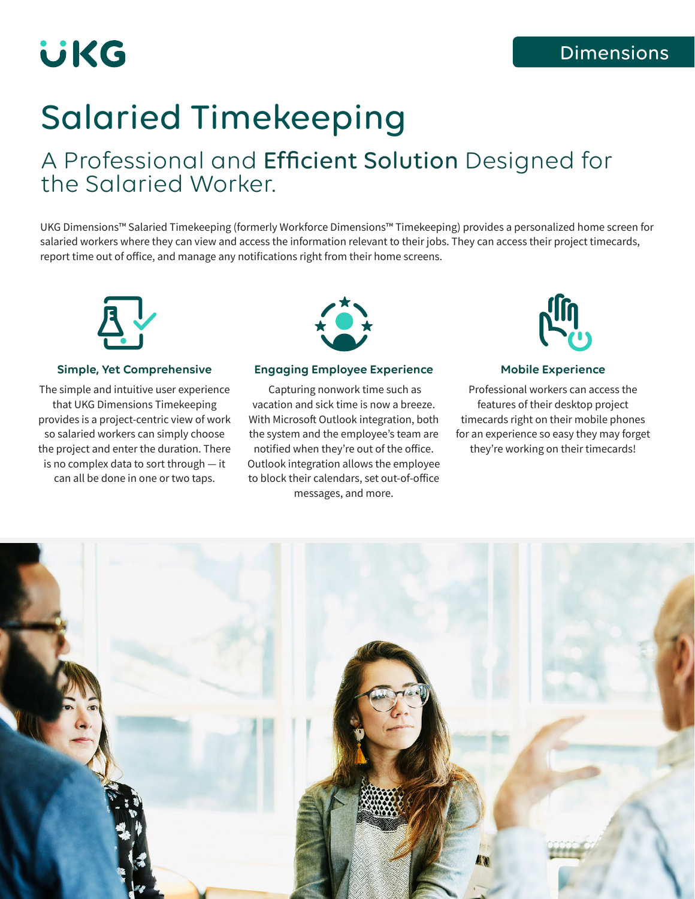UKG

Dimensions

# Salaried Timekeeping

## A Professional and **Efficient Solution** Designed for the Salaried Worker.

UKG Dimensions™ Salaried Timekeeping (formerly Workforce Dimensions™ Timekeeping) provides a personalized home screen for salaried workers where they can view and access the information relevant to their jobs. They can access their project timecards, report time out of office, and manage any notifications right from their home screens.

### Simple, Yet Comprehensive

The simple and intuitive user experience that UKG Dimensions Timekeeping provides is a project-centric view of work so salaried workers can simply choose the project and enter the duration. There is no complex data to sort through — it can all be done in one or two taps.

### Engaging Employee Experience

Capturing nonwork time such as vacation and sick time is now a breeze. With Microsoft Outlook integration, both the system and the employee's team are notified when they're out of the office. Outlook integration allows the employee to block their calendars, set out-of-office messages, and more.

### Mobile Experience

Professional workers can access the features of their desktop project timecards right on their mobile phones for an experience so easy they may forget they're working on their timecards!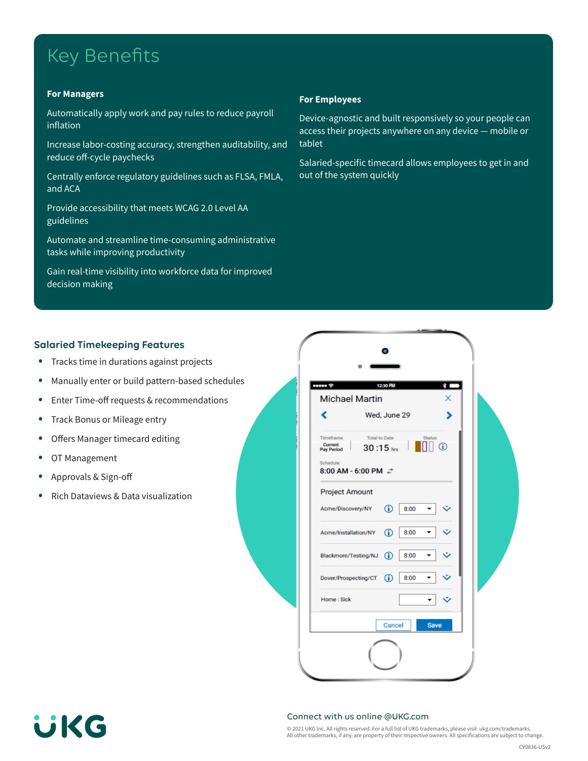## Key Benefits

### For Managers

Automatically apply work and pay rules to reduce payroll inflation

Increase labor-costing accuracy, strengthen auditability, and reduce off-cycle paychecks

Centrally enforce regulatory guidelines such as FLSA, FMLA, and ACA

Provide accessibility that meets WCAG 2.0 Level AA guidelines

Automate and streamline time-consuming administrative tasks while improving productivity

Gain real-time visibility into workforce data for improved decision making

### For Employees

Device-agnostic and built responsively so your people can access their projects anywhere on any device — mobile or tablet

Salaried-specific timecard allows employees to get in and out of the system quickly

### Salaried Timekeeping Features

- Tracks time in durations against projects
- Manually enter or build pattern-based schedules
- Enter Time-off requests & recommendations
- Track Bonus or Mileage entry
- Offers Manager timecard editing
- OT Management
- Approvals & Sign-off
- Rich Dataviews & Data visualization

UKG

Connect with us online @UKG.com

© 2021 UKG Inc. All rights reserved. For a full list of UKG trademarks, please visit ukg.com/trademarks. All other trademarks, if any, are property of their respective owners. All specifications are subject to change.

CV0836-USv2